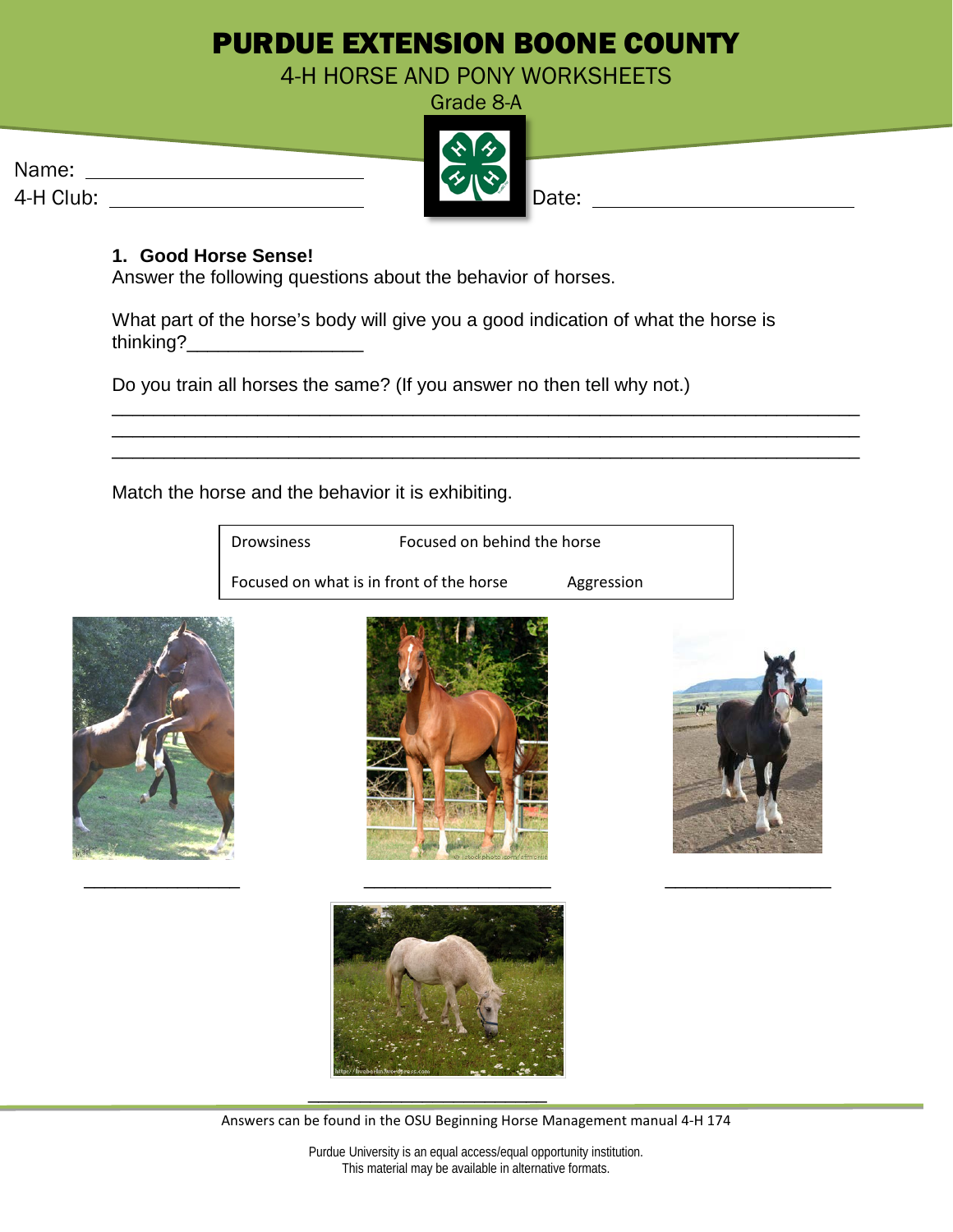# PURDUE EXTENSION BOONE COUNTY

## 4-H HORSE AND PONY WORKSHEETS

Grade 8-A

Name: ______________________

4-H Club: ______________________

Date: ______________________

### 1. Good Horse Sense!

Answer the following questions about the behavior of horses.

What part of the horse's body will give you a good indication of what the horse is thinking?_________________

Do you train all horses the same? (If you answer no then tell why not.)

______________________________________________________________________

______________________________________________________________________

______________________________________________________________________

Match the horse and the behavior it is exhibiting.

| | |
|---|---|
| Drowsiness | Focused on behind the horse |
| Focused on what is in front of the horse | Aggression |

________________ ____________________ _________________

__________________________

Answers can be found in the OSU Beginning Horse Management manual 4-H 174

Purdue University is an equal access/equal opportunity institution.
This material may be available in alternative formats.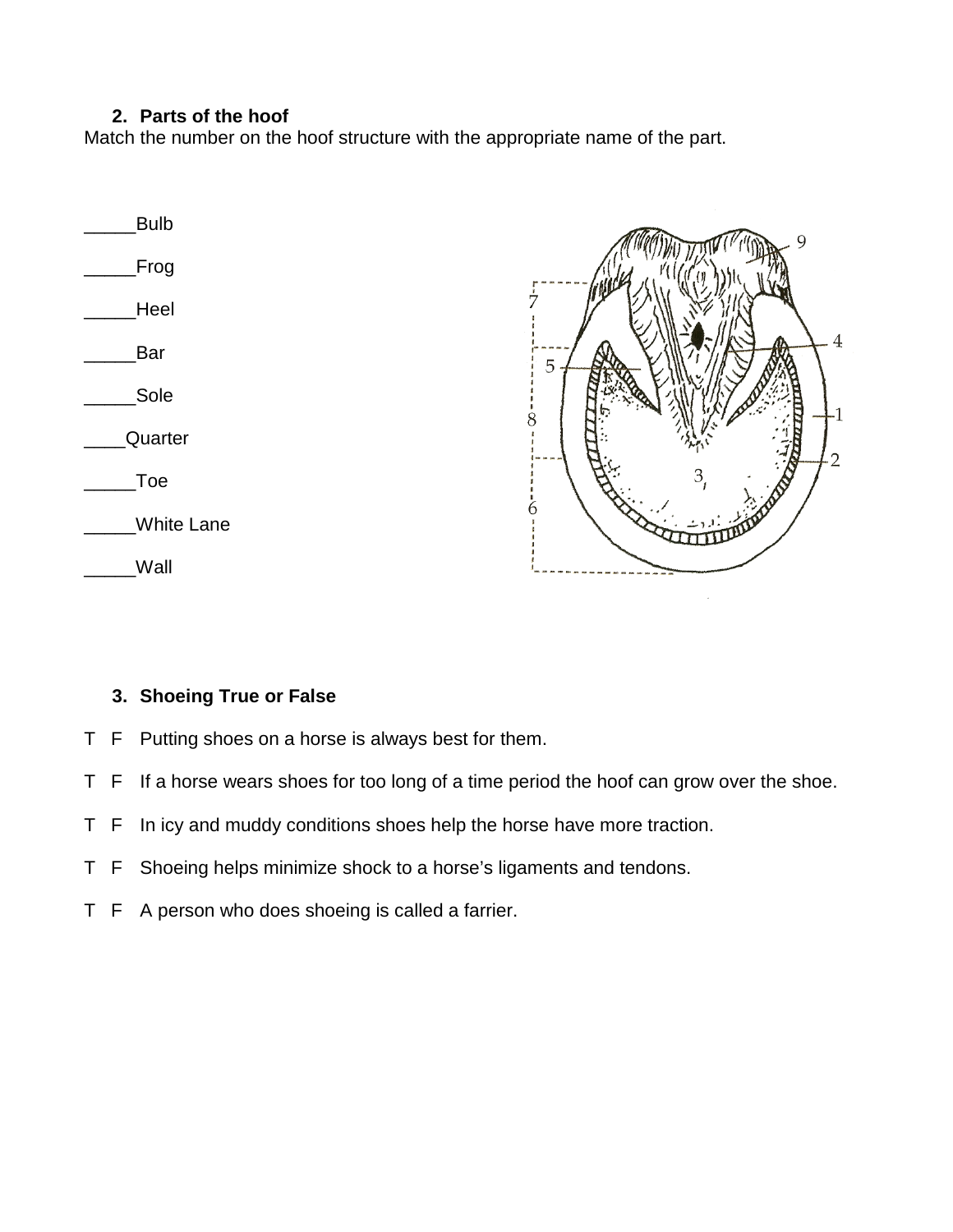2. **Parts of the hoof**

Match the number on the hoof structure with the appropriate name of the part.

_____Bulb

_____Frog

_____Heel

_____Bar

_____Sole

____Quarter

_____Toe

_____White Lane

_____Wall

9

7

4

5

1

8

2

3

6

3. **Shoeing True or False**

T F Putting shoes on a horse is always best for them.

T F If a horse wears shoes for too long of a time period the hoof can grow over the shoe.

T F In icy and muddy conditions shoes help the horse have more traction.

T F Shoeing helps minimize shock to a horse's ligaments and tendons.

T F A person who does shoeing is called a farrier.